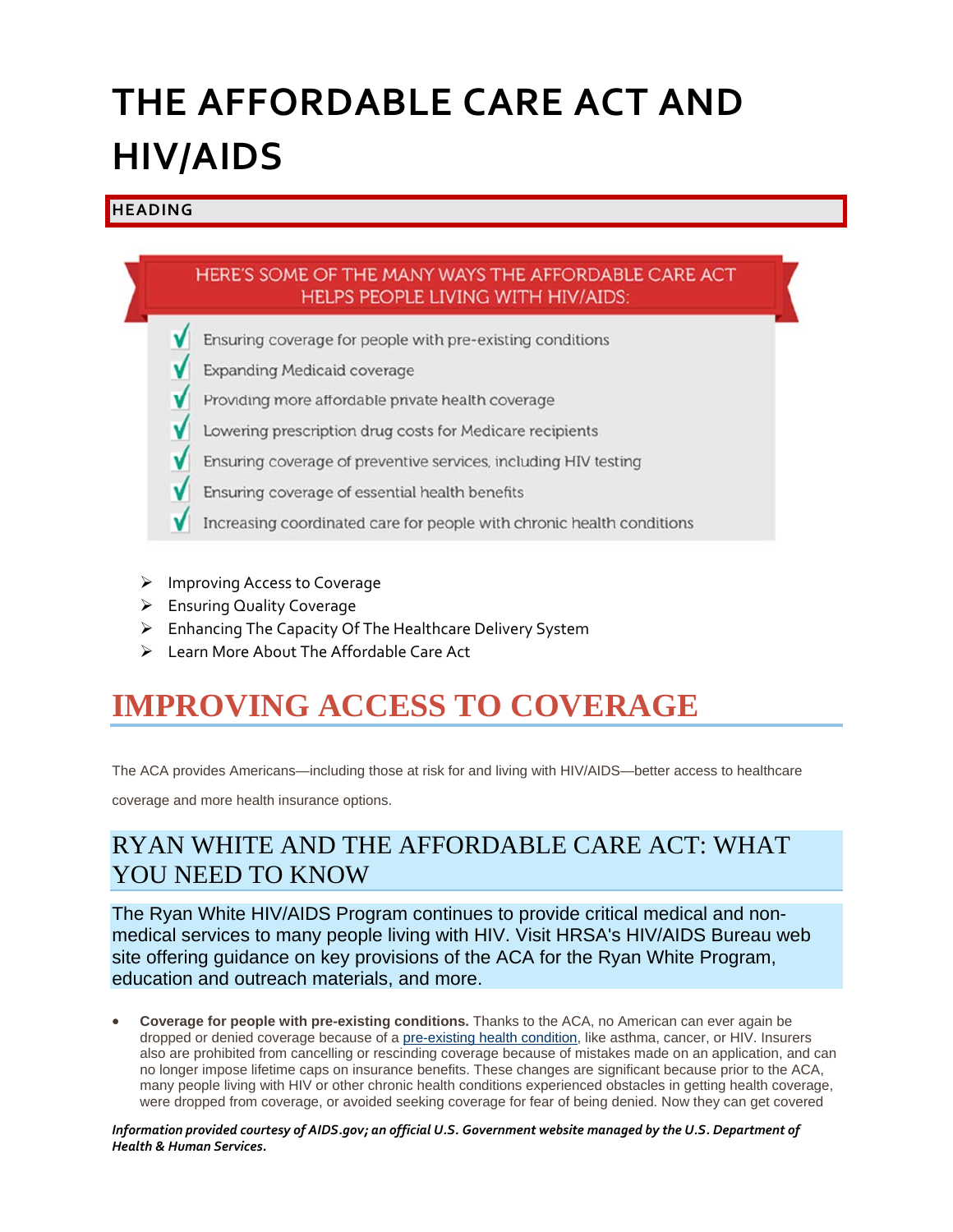# THE AFFORDABLE CARE ACT AND HIV/AIDS

## HEADING

HERE'S SOME OF THE MANY WAYS THE AFFORDABLE CARE ACT HELPS PEOPLE LIVING WITH HIV/AIDS:

- √ Ensuring coverage for people with pre-existing conditions
- √ Expanding Medicaid coverage
- √ Providing more affordable private health coverage
- √ Lowering prescription drug costs for Medicare recipients
- √ Ensuring coverage of preventive services, including HIV testing
- √ Ensuring coverage of essential health benefits
- √ Increasing coordinated care for people with chronic health conditions

- Improving Access to Coverage
- Ensuring Quality Coverage
- Enhancing The Capacity Of The Healthcare Delivery System
- Learn More About The Affordable Care Act

# IMPROVING ACCESS TO COVERAGE

The ACA provides Americans—including those at risk for and living with HIV/AIDS—better access to healthcare coverage and more health insurance options.

## RYAN WHITE AND THE AFFORDABLE CARE ACT: WHAT YOU NEED TO KNOW

The Ryan White HIV/AIDS Program continues to provide critical medical and non-medical services to many people living with HIV. Visit HRSA's HIV/AIDS Bureau web site offering guidance on key provisions of the ACA for the Ryan White Program, education and outreach materials, and more.

- **Coverage for people with pre-existing conditions.** Thanks to the ACA, no American can ever again be dropped or denied coverage because of a pre-existing health condition, like asthma, cancer, or HIV. Insurers also are prohibited from cancelling or rescinding coverage because of mistakes made on an application, and can no longer impose lifetime caps on insurance benefits. These changes are significant because prior to the ACA, many people living with HIV or other chronic health conditions experienced obstacles in getting health coverage, were dropped from coverage, or avoided seeking coverage for fear of being denied. Now they can get covered

***Information provided courtesy of AIDS.gov; an official U.S. Government website managed by the U.S. Department of Health & Human Services.***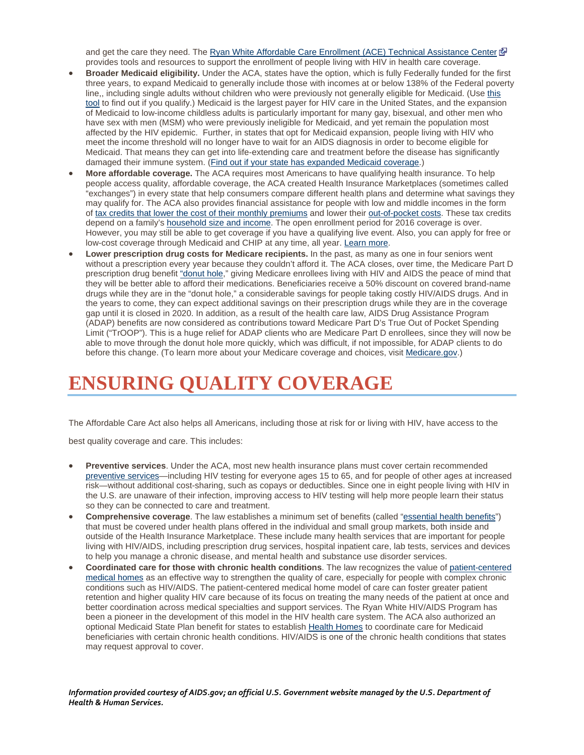and get the care they need. The Ryan White Affordable Care Enrollment (ACE) Technical Assistance Center provides tools and resources to support the enrollment of people living with HIV in health care coverage.

- **Broader Medicaid eligibility.** Under the ACA, states have the option, which is fully Federally funded for the first three years, to expand Medicaid to generally include those with incomes at or below 138% of the Federal poverty line,, including single adults without children who were previously not generally eligible for Medicaid. (Use this tool to find out if you qualify.) Medicaid is the largest payer for HIV care in the United States, and the expansion of Medicaid to low-income childless adults is particularly important for many gay, bisexual, and other men who have sex with men (MSM) who were previously ineligible for Medicaid, and yet remain the population most affected by the HIV epidemic. Further, in states that opt for Medicaid expansion, people living with HIV who meet the income threshold will no longer have to wait for an AIDS diagnosis in order to become eligible for Medicaid. That means they can get into life-extending care and treatment before the disease has significantly damaged their immune system. (Find out if your state has expanded Medicaid coverage.)
- **More affordable coverage.** The ACA requires most Americans to have qualifying health insurance. To help people access quality, affordable coverage, the ACA created Health Insurance Marketplaces (sometimes called "exchanges") in every state that help consumers compare different health plans and determine what savings they may qualify for. The ACA also provides financial assistance for people with low and middle incomes in the form of tax credits that lower the cost of their monthly premiums and lower their out-of-pocket costs. These tax credits depend on a family's household size and income. The open enrollment period for 2016 coverage is over. However, you may still be able to get coverage if you have a qualifying live event. Also, you can apply for free or low-cost coverage through Medicaid and CHIP at any time, all year. Learn more.
- **Lower prescription drug costs for Medicare recipients.** In the past, as many as one in four seniors went without a prescription every year because they couldn't afford it. The ACA closes, over time, the Medicare Part D prescription drug benefit "donut hole," giving Medicare enrollees living with HIV and AIDS the peace of mind that they will be better able to afford their medications. Beneficiaries receive a 50% discount on covered brand-name drugs while they are in the "donut hole," a considerable savings for people taking costly HIV/AIDS drugs. And in the years to come, they can expect additional savings on their prescription drugs while they are in the coverage gap until it is closed in 2020. In addition, as a result of the health care law, AIDS Drug Assistance Program (ADAP) benefits are now considered as contributions toward Medicare Part D's True Out of Pocket Spending Limit ("TrOOP"). This is a huge relief for ADAP clients who are Medicare Part D enrollees, since they will now be able to move through the donut hole more quickly, which was difficult, if not impossible, for ADAP clients to do before this change. (To learn more about your Medicare coverage and choices, visit Medicare.gov.)

# ENSURING QUALITY COVERAGE

The Affordable Care Act also helps all Americans, including those at risk for or living with HIV, have access to the best quality coverage and care. This includes:

- **Preventive services**. Under the ACA, most new health insurance plans must cover certain recommended preventive services—including HIV testing for everyone ages 15 to 65, and for people of other ages at increased risk—without additional cost-sharing, such as copays or deductibles. Since one in eight people living with HIV in the U.S. are unaware of their infection, improving access to HIV testing will help more people learn their status so they can be connected to care and treatment.
- **Comprehensive coverage**. The law establishes a minimum set of benefits (called "essential health benefits") that must be covered under health plans offered in the individual and small group markets, both inside and outside of the Health Insurance Marketplace. These include many health services that are important for people living with HIV/AIDS, including prescription drug services, hospital inpatient care, lab tests, services and devices to help you manage a chronic disease, and mental health and substance use disorder services.
- **Coordinated care for those with chronic health conditions**. The law recognizes the value of patient-centered medical homes as an effective way to strengthen the quality of care, especially for people with complex chronic conditions such as HIV/AIDS. The patient-centered medical home model of care can foster greater patient retention and higher quality HIV care because of its focus on treating the many needs of the patient at once and better coordination across medical specialties and support services. The Ryan White HIV/AIDS Program has been a pioneer in the development of this model in the HIV health care system. The ACA also authorized an optional Medicaid State Plan benefit for states to establish Health Homes to coordinate care for Medicaid beneficiaries with certain chronic health conditions. HIV/AIDS is one of the chronic health conditions that states may request approval to cover.

***Information provided courtesy of AIDS.gov; an official U.S. Government website managed by the U.S. Department of Health & Human Services.***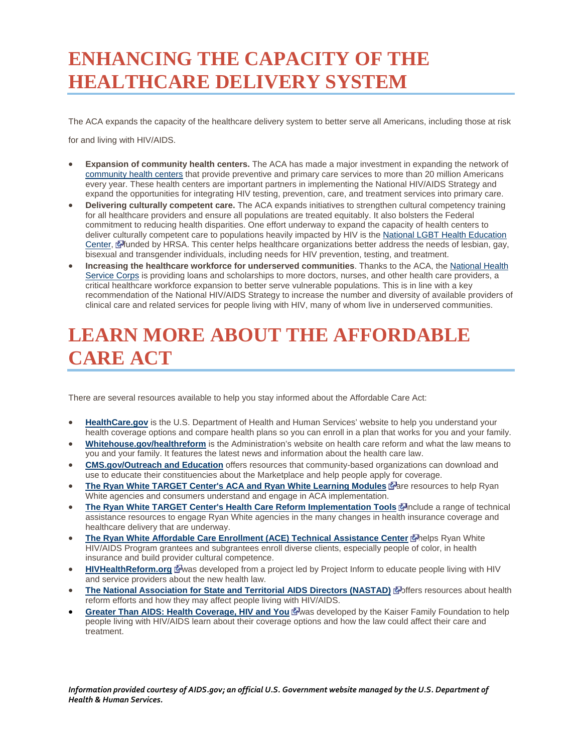# ENHANCING THE CAPACITY OF THE HEALTHCARE DELIVERY SYSTEM

The ACA expands the capacity of the healthcare delivery system to better serve all Americans, including those at risk for and living with HIV/AIDS.

- **Expansion of community health centers.** The ACA has made a major investment in expanding the network of community health centers that provide preventive and primary care services to more than 20 million Americans every year. These health centers are important partners in implementing the National HIV/AIDS Strategy and expand the opportunities for integrating HIV testing, prevention, care, and treatment services into primary care.
- **Delivering culturally competent care.** The ACA expands initiatives to strengthen cultural competency training for all healthcare providers and ensure all populations are treated equitably. It also bolsters the Federal commitment to reducing health disparities. One effort underway to expand the capacity of health centers to deliver culturally competent care to populations heavily impacted by HIV is the National LGBT Health Education Center, funded by HRSA. This center helps healthcare organizations better address the needs of lesbian, gay, bisexual and transgender individuals, including needs for HIV prevention, testing, and treatment.
- **Increasing the healthcare workforce for underserved communities**. Thanks to the ACA, the National Health Service Corps is providing loans and scholarships to more doctors, nurses, and other health care providers, a critical healthcare workforce expansion to better serve vulnerable populations. This is in line with a key recommendation of the National HIV/AIDS Strategy to increase the number and diversity of available providers of clinical care and related services for people living with HIV, many of whom live in underserved communities.

# LEARN MORE ABOUT THE AFFORDABLE CARE ACT

There are several resources available to help you stay informed about the Affordable Care Act:

- **HealthCare.gov** is the U.S. Department of Health and Human Services' website to help you understand your health coverage options and compare health plans so you can enroll in a plan that works for you and your family.
- **Whitehouse.gov/healthreform** is the Administration's website on health care reform and what the law means to you and your family. It features the latest news and information about the health care law.
- **CMS.gov/Outreach and Education** offers resources that community-based organizations can download and use to educate their constituencies about the Marketplace and help people apply for coverage.
- **The Ryan White TARGET Center's ACA and Ryan White Learning Modules** are resources to help Ryan White agencies and consumers understand and engage in ACA implementation.
- **The Ryan White TARGET Center's Health Care Reform Implementation Tools** include a range of technical assistance resources to engage Ryan White agencies in the many changes in health insurance coverage and healthcare delivery that are underway.
- **The Ryan White Affordable Care Enrollment (ACE) Technical Assistance Center** helps Ryan White HIV/AIDS Program grantees and subgrantees enroll diverse clients, especially people of color, in health insurance and build provider cultural competence.
- **HIVHealthReform.org** was developed from a project led by Project Inform to educate people living with HIV and service providers about the new health law.
- **The National Association for State and Territorial AIDS Directors (NASTAD)** offers resources about health reform efforts and how they may affect people living with HIV/AIDS.
- **Greater Than AIDS: Health Coverage, HIV and You** was developed by the Kaiser Family Foundation to help people living with HIV/AIDS learn about their coverage options and how the law could affect their care and treatment.

***Information provided courtesy of AIDS.gov; an official U.S. Government website managed by the U.S. Department of Health & Human Services.***